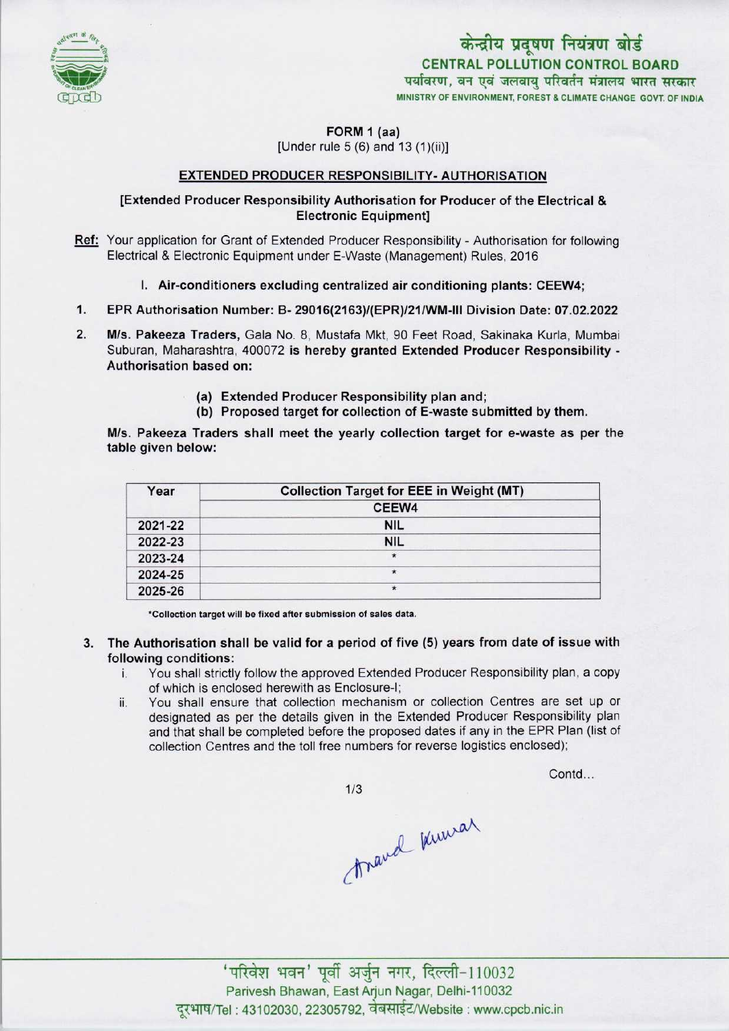केन्द्रीय प्रदूषण नियंत्रण बोर्ड
CENTRAL POLLUTION CONTROL BOARD
पर्यावरण, वन एवं जलवायु परिवर्तन मंत्रालय भारत सरकार
MINISTRY OF ENVIRONMENT, FOREST & CLIMATE CHANGE GOVT. OF INDIA

**FORM 1 (aa)**
[Under rule 5 (6) and 13 (1)(ii)]

**EXTENDED PRODUCER RESPONSIBILITY- AUTHORISATION**

**[Extended Producer Responsibility Authorisation for Producer of the Electrical & Electronic Equipment]**

**Ref:** Your application for Grant of Extended Producer Responsibility - Authorisation for following Electrical & Electronic Equipment under E-Waste (Management) Rules, 2016

I. **Air-conditioners excluding centralized air conditioning plants: CEEW4;**

1. **EPR Authorisation Number: B- 29016(2163)/(EPR)/21/WM-III Division Date: 07.02.2022**

2. **M/s. Pakeeza Traders,** Gala No. 8, Mustafa Mkt, 90 Feet Road, Sakinaka Kurla, Mumbai Suburan, Maharashtra, 400072 **is hereby granted Extended Producer Responsibility - Authorisation based on:**

   (a) **Extended Producer Responsibility plan and;**
   (b) **Proposed target for collection of E-waste submitted by them.**

**M/s. Pakeeza Traders shall meet the yearly collection target for e-waste as per the table given below:**

| Year | Collection Target for EEE in Weight (MT) |
|---|---|
| | CEEW4 |
| 2021-22 | NIL |
| 2022-23 | NIL |
| 2023-24 | * |
| 2024-25 | * |
| 2025-26 | * |

*Collection target will be fixed after submission of sales data.

3. **The Authorisation shall be valid for a period of five (5) years from date of issue with following conditions:**
   i. You shall strictly follow the approved Extended Producer Responsibility plan, a copy of which is enclosed herewith as Enclosure-I;
   ii. You shall ensure that collection mechanism or collection Centres are set up or designated as per the details given in the Extended Producer Responsibility plan and that shall be completed before the proposed dates if any in the EPR Plan (list of collection Centres and the toll free numbers for reverse logistics enclosed);

Contd...

Anand Kumar

'परिवेश भवन' पूर्वी अर्जुन नगर, दिल्ली-110032
Parivesh Bhawan, East Arjun Nagar, Delhi-110032
दूरभाष/Tel : 43102030, 22305792, वेबसाईट/Website : www.cpcb.nic.in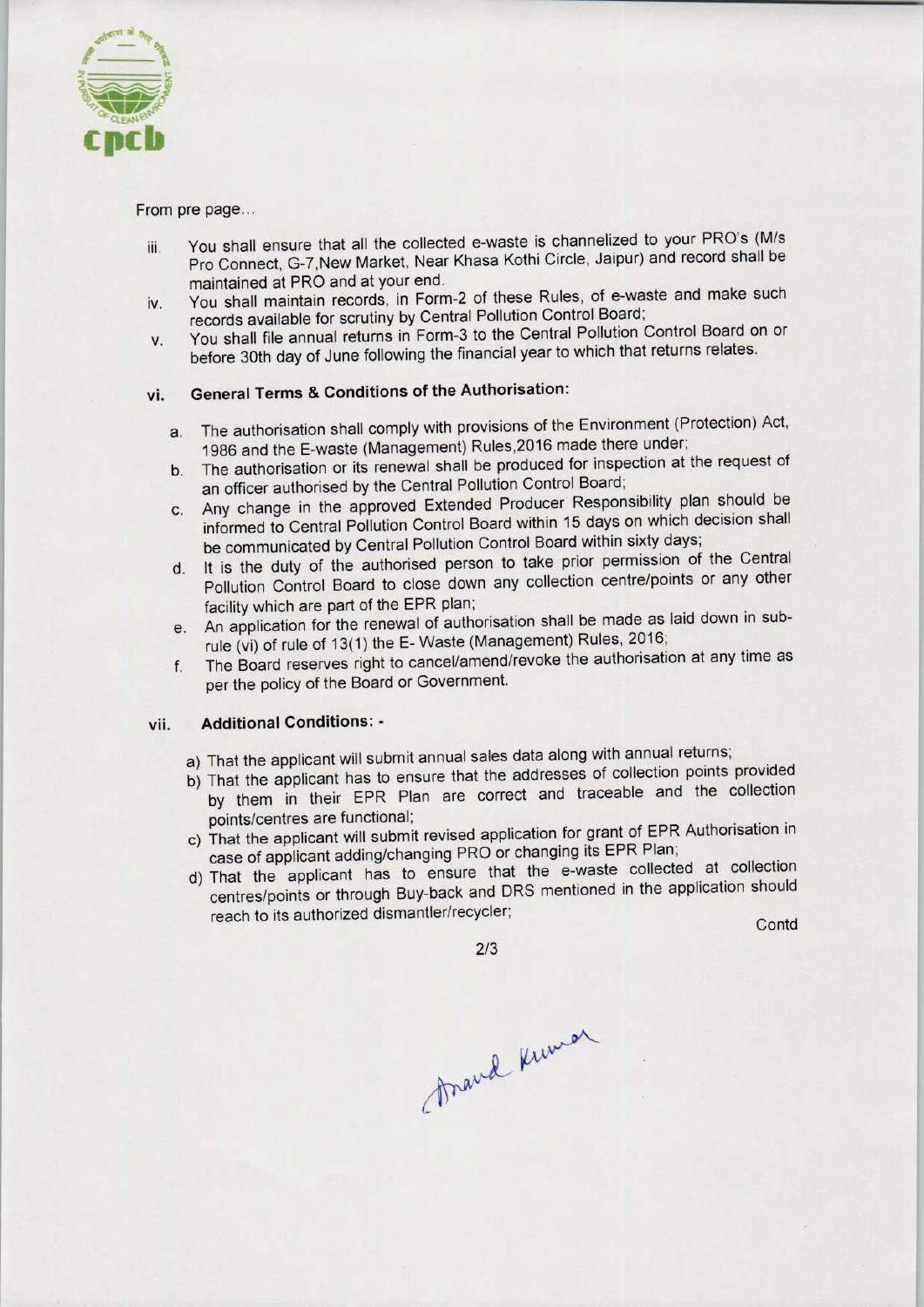From pre page...

iii. You shall ensure that all the collected e-waste is channelized to your PRO's (M/s Pro Connect, G-7,New Market, Near Khasa Kothi Circle, Jaipur) and record shall be maintained at PRO and at your end.

iv. You shall maintain records, in Form-2 of these Rules, of e-waste and make such records available for scrutiny by Central Pollution Control Board;

v. You shall file annual returns in Form-3 to the Central Pollution Control Board on or before 30th day of June following the financial year to which that returns relates.

vi. **General Terms & Conditions of the Authorisation:**

a. The authorisation shall comply with provisions of the Environment (Protection) Act, 1986 and the E-waste (Management) Rules,2016 made there under;

b. The authorisation or its renewal shall be produced for inspection at the request of an officer authorised by the Central Pollution Control Board;

c. Any change in the approved Extended Producer Responsibility plan should be informed to Central Pollution Control Board within 15 days on which decision shall be communicated by Central Pollution Control Board within sixty days;

d. It is the duty of the authorised person to take prior permission of the Central Pollution Control Board to close down any collection centre/points or any other facility which are part of the EPR plan;

e. An application for the renewal of authorisation shall be made as laid down in sub-rule (vi) of rule of 13(1) the E- Waste (Management) Rules, 2016;

f. The Board reserves right to cancel/amend/revoke the authorisation at any time as per the policy of the Board or Government.

vii. **Additional Conditions: -**

a) That the applicant will submit annual sales data along with annual returns;

b) That the applicant has to ensure that the addresses of collection points provided by them in their EPR Plan are correct and traceable and the collection points/centres are functional;

c) That the applicant will submit revised application for grant of EPR Authorisation in case of applicant adding/changing PRO or changing its EPR Plan;

d) That the applicant has to ensure that the e-waste collected at collection centres/points or through Buy-back and DRS mentioned in the application should reach to its authorized dismantler/recycler;

Contd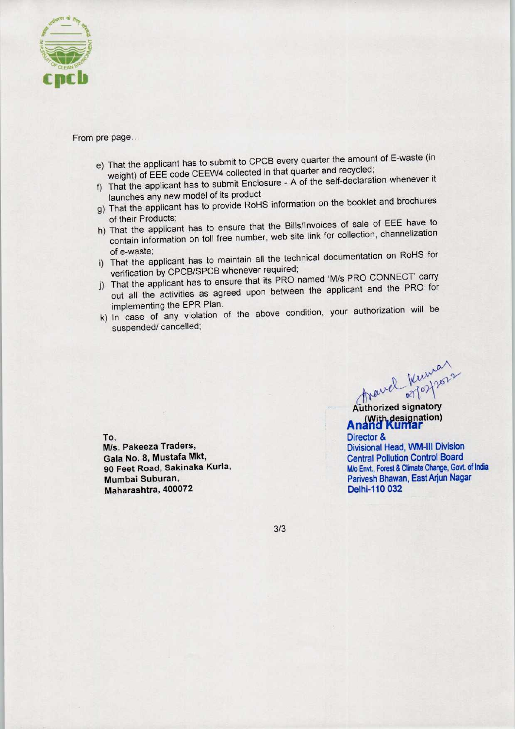From pre page...

e) That the applicant has to submit to CPCB every quarter the amount of E-waste (in weight) of EEE code CEEW4 collected in that quarter and recycled;
f) That the applicant has to submit Enclosure - A of the self-declaration whenever it launches any new model of its product
g) That the applicant has to provide RoHS information on the booklet and brochures of their Products;
h) That the applicant has to ensure that the Bills/Invoices of sale of EEE have to contain information on toll free number, web site link for collection, channelization of e-waste;
i) That the applicant has to maintain all the technical documentation on RoHS for verification by CPCB/SPCB whenever required;
j) That the applicant has to ensure that its PRO named 'M/s PRO CONNECT' carry out all the activities as agreed upon between the applicant and the PRO for implementing the EPR Plan.
k) In case of any violation of the above condition, your authorization will be suspended/ cancelled;

Anand Kumar 07/02/2022

Authorized signatory
(With designation)

**Anand Kumar**
Director &
Divisional Head, WM-III Division
Central Pollution Control Board
M/o Envt., Forest & Climate Change, Govt. of India
Parivesh Bhawan, East Arjun Nagar
Delhi-110 032

To,
M/s. Pakeeza Traders,
Gala No. 8, Mustafa Mkt,
90 Feet Road, Sakinaka Kurla,
Mumbai Suburan,
Maharashtra, 400072